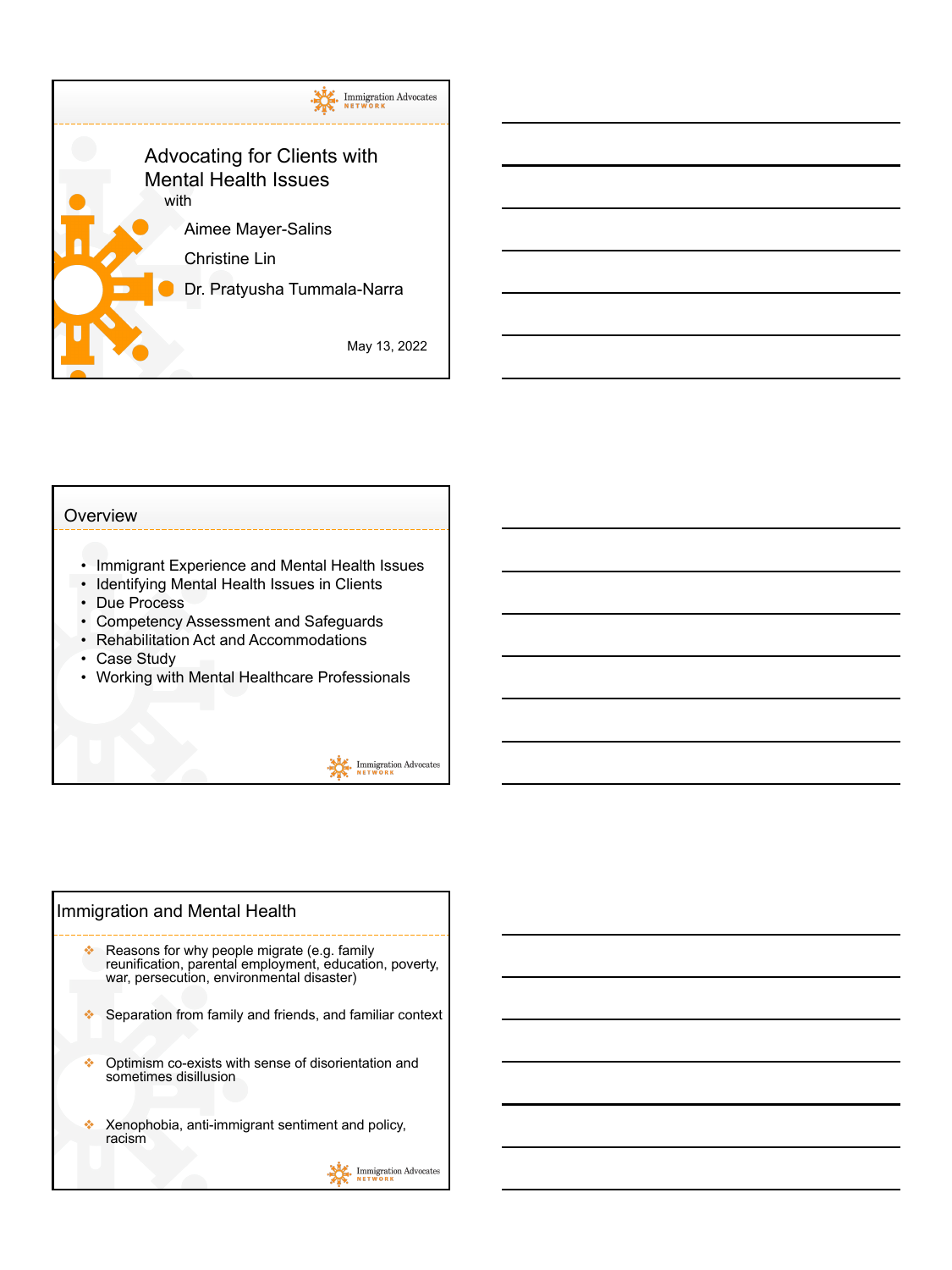# Advocating for Clients with Mental Health Issues

with

Aimee Mayer-Salins

Christine Lin

Dr. Pratyusha Tummala-Narra

May 13, 2022

## Overview

- Immigrant Experience and Mental Health Issues
- Identifying Mental Health Issues in Clients
- Due Process
- Competency Assessment and Safeguards
- Rehabilitation Act and Accommodations
- Case Study
- Working with Mental Healthcare Professionals

## Immigration and Mental Health

- Reasons for why people migrate (e.g. family reunification, parental employment, education, poverty, war, persecution, environmental disaster)
- Separation from family and friends, and familiar context
- Optimism co-exists with sense of disorientation and sometimes disillusion
- Xenophobia, anti-immigrant sentiment and policy, racism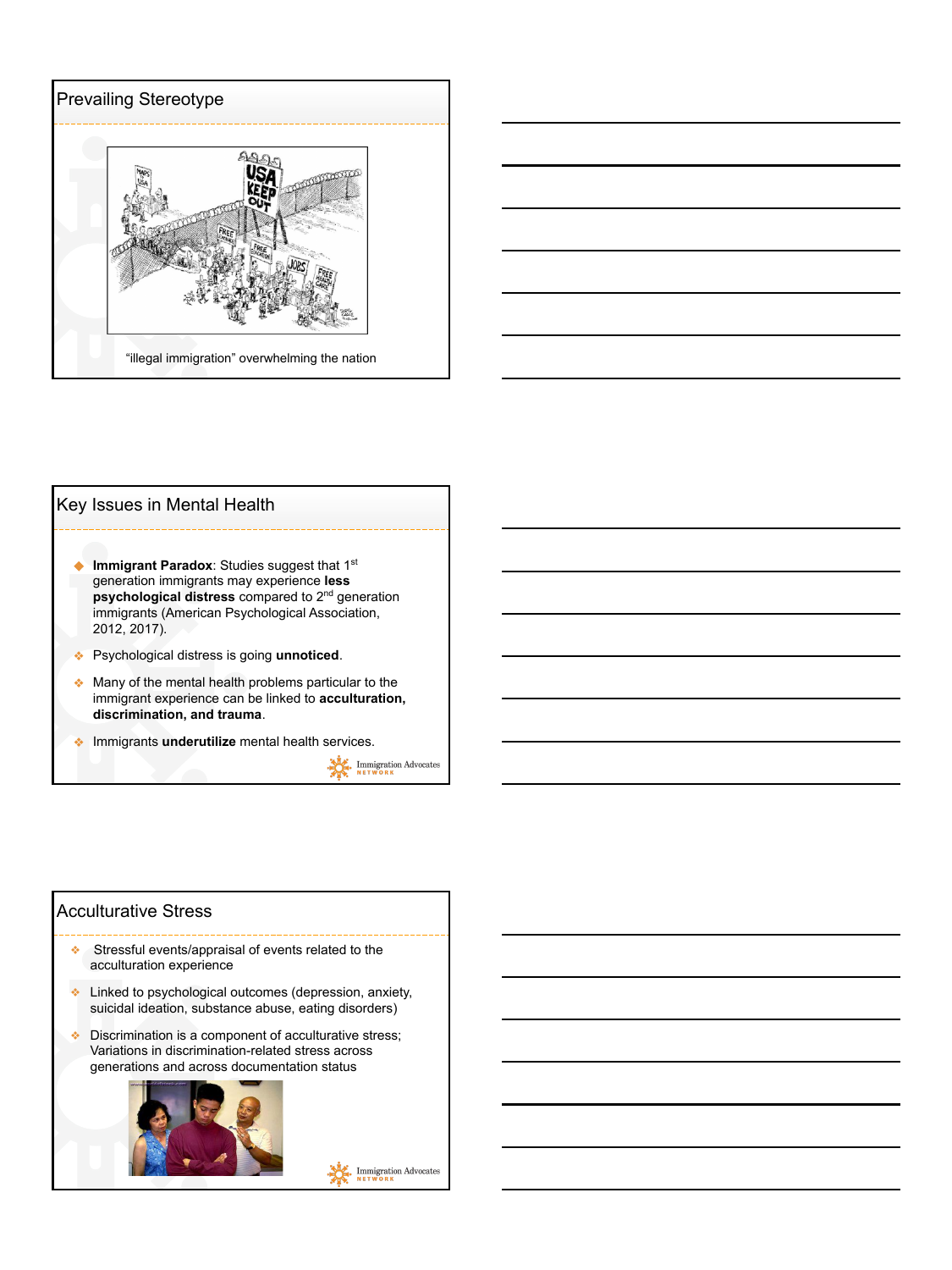## Prevailing Stereotype

"illegal immigration" overwhelming the nation

## Key Issues in Mental Health

- **Immigrant Paradox**: Studies suggest that 1st generation immigrants may experience **less psychological distress** compared to 2nd generation immigrants (American Psychological Association, 2012, 2017).
- Psychological distress is going **unnoticed**.
- Many of the mental health problems particular to the immigrant experience can be linked to **acculturation, discrimination, and trauma**.
- Immigrants **underutilize** mental health services.

## Acculturative Stress

- Stressful events/appraisal of events related to the acculturation experience
- Linked to psychological outcomes (depression, anxiety, suicidal ideation, substance abuse, eating disorders)
- Discrimination is a component of acculturative stress; Variations in discrimination-related stress across generations and across documentation status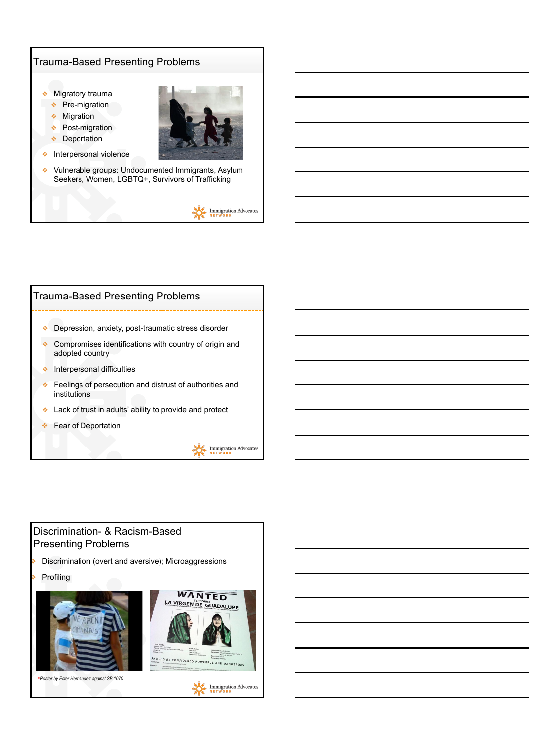## Trauma-Based Presenting Problems

- Migratory trauma
  - Pre-migration
  - Migration
  - Post-migration
  - Deportation
- Interpersonal violence
- Vulnerable groups: Undocumented Immigrants, Asylum Seekers, Women, LGBTQ+, Survivors of Trafficking

## Trauma-Based Presenting Problems

- Depression, anxiety, post-traumatic stress disorder
- Compromises identifications with country of origin and adopted country
- Interpersonal difficulties
- Feelings of persecution and distrust of authorities and institutions
- Lack of trust in adults' ability to provide and protect
- Fear of Deportation

## Discrimination- & Racism-Based Presenting Problems

- Discrimination (overt and aversive); Microaggressions
- Profiling

*•Poster by Ester Hernandez against SB 1070*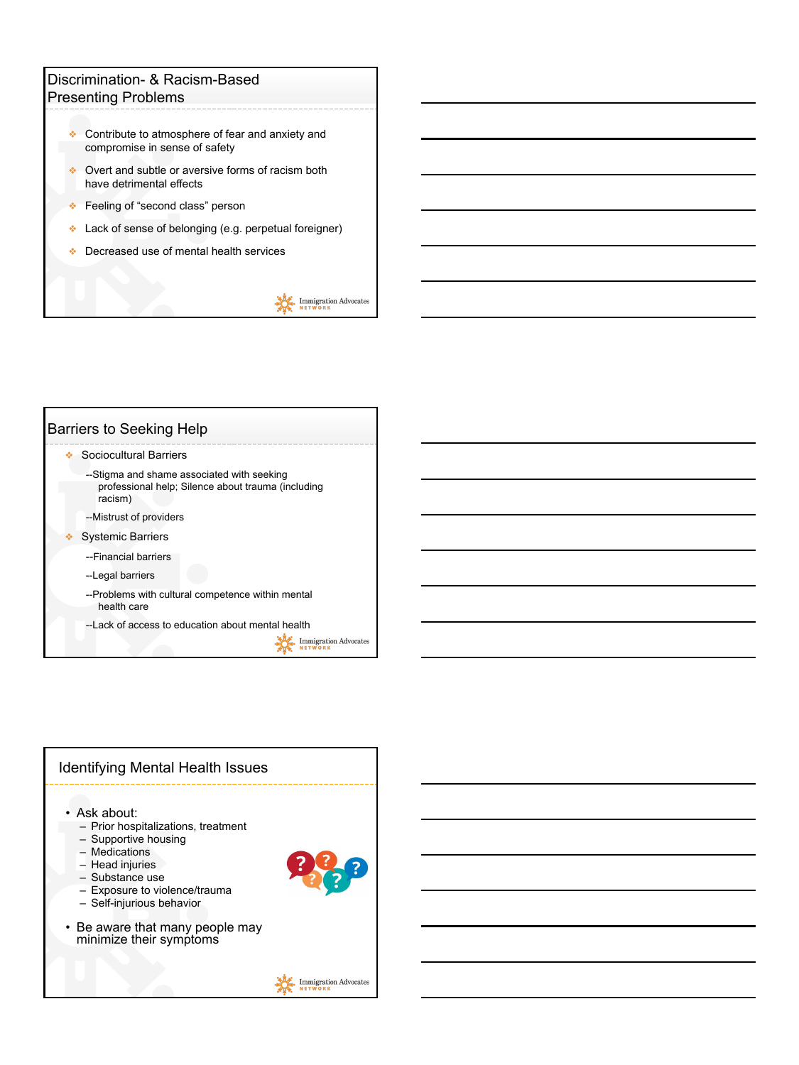## Discrimination- & Racism-Based Presenting Problems

- Contribute to atmosphere of fear and anxiety and compromise in sense of safety
- Overt and subtle or aversive forms of racism both have detrimental effects
- Feeling of "second class" person
- Lack of sense of belonging (e.g. perpetual foreigner)
- Decreased use of mental health services

## Barriers to Seeking Help

- Sociocultural Barriers
  - --Stigma and shame associated with seeking professional help; Silence about trauma (including racism)
  - --Mistrust of providers
- Systemic Barriers
  - --Financial barriers
  - --Legal barriers
  - --Problems with cultural competence within mental health care
  - --Lack of access to education about mental health

## Identifying Mental Health Issues

- Ask about:
  - Prior hospitalizations, treatment
  - Supportive housing
  - Medications
  - Head injuries
  - Substance use
  - Exposure to violence/trauma
  - Self-injurious behavior
- Be aware that many people may minimize their symptoms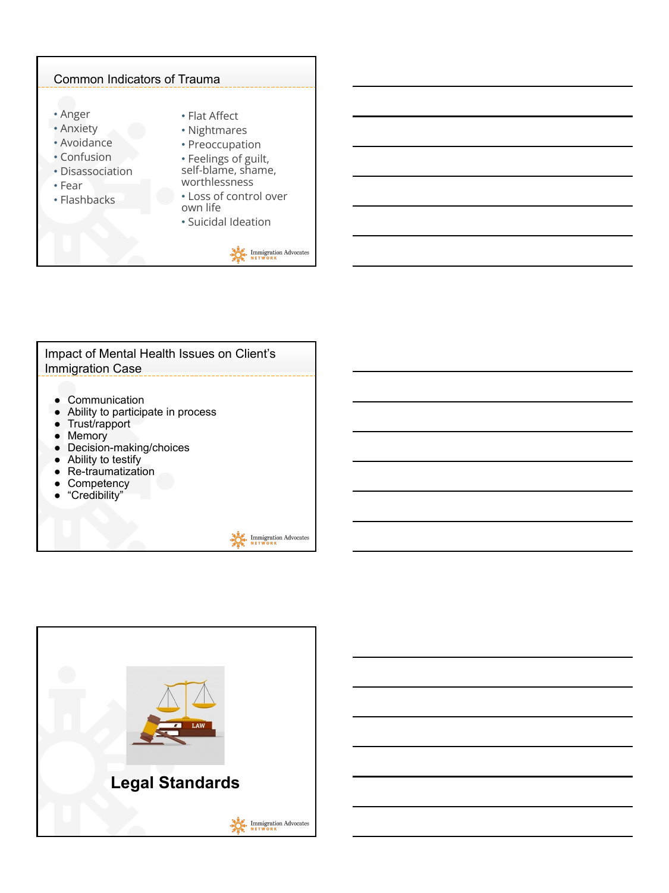## Common Indicators of Trauma

- Anger
- Anxiety
- Avoidance
- Confusion
- Disassociation
- Fear
- Flashbacks
- Flat Affect
- Nightmares
- Preoccupation
- Feelings of guilt, self-blame, shame, worthlessness
- Loss of control over own life
- Suicidal Ideation

## Impact of Mental Health Issues on Client's Immigration Case

- Communication
- Ability to participate in process
- Trust/rapport
- Memory
- Decision-making/choices
- Ability to testify
- Re-traumatization
- Competency
- "Credibility"

# Legal Standards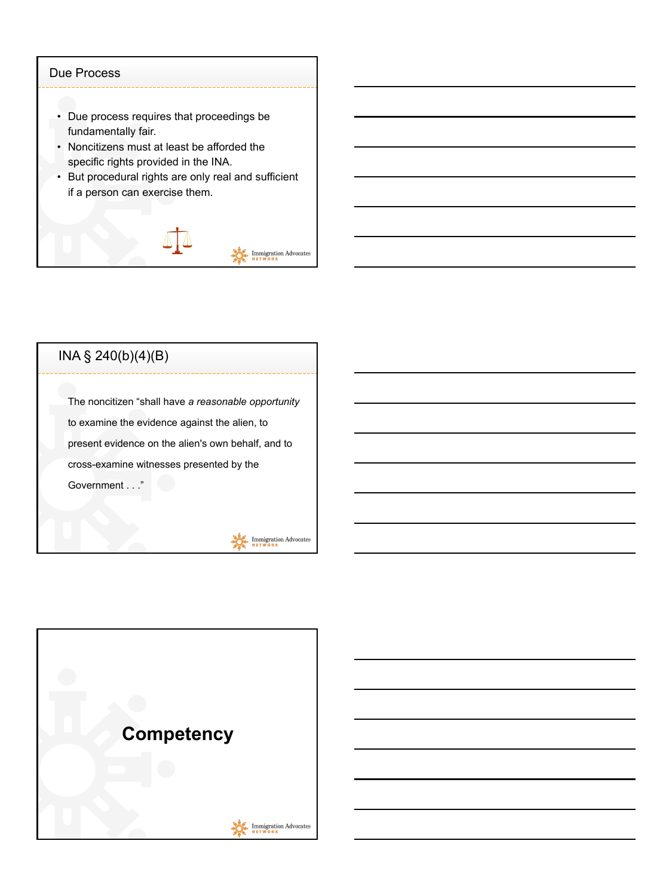## Due Process

- Due process requires that proceedings be fundamentally fair.
- Noncitizens must at least be afforded the specific rights provided in the INA.
- But procedural rights are only real and sufficient if a person can exercise them.

## INA § 240(b)(4)(B)

The noncitizen "shall have *a reasonable opportunity* to examine the evidence against the alien, to present evidence on the alien's own behalf, and to cross-examine witnesses presented by the Government . . ."

# Competency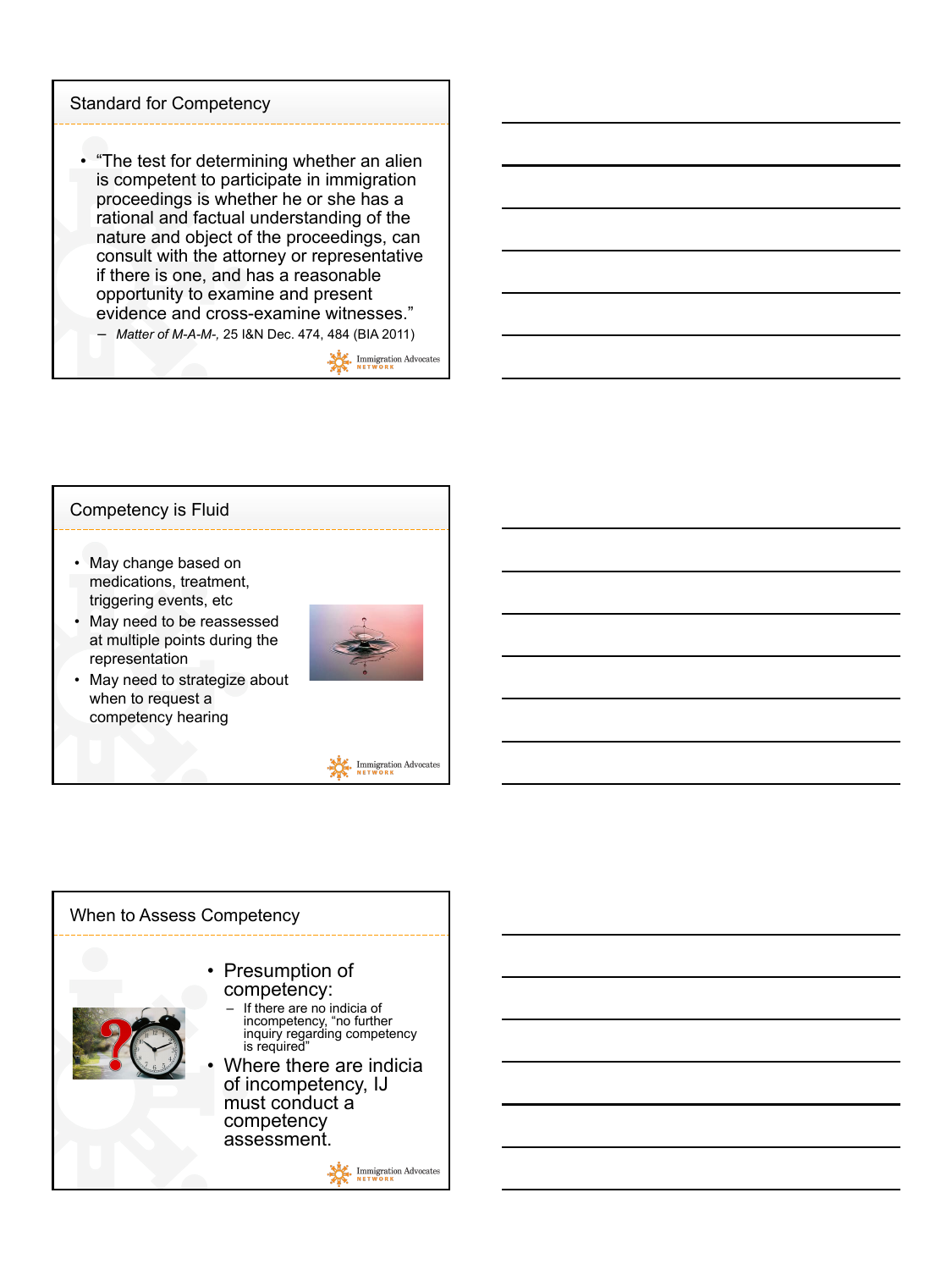## Standard for Competency

- "The test for determining whether an alien is competent to participate in immigration proceedings is whether he or she has a rational and factual understanding of the nature and object of the proceedings, can consult with the attorney or representative if there is one, and has a reasonable opportunity to examine and present evidence and cross-examine witnesses."
  - *Matter of M-A-M-*, 25 I&N Dec. 474, 484 (BIA 2011)

## Competency is Fluid

- May change based on medications, treatment, triggering events, etc
- May need to be reassessed at multiple points during the representation
- May need to strategize about when to request a competency hearing

## When to Assess Competency

- Presumption of competency:
  - If there are no indicia of incompetency, "no further inquiry regarding competency is required"
- Where there are indicia of incompetency, IJ must conduct a competency assessment.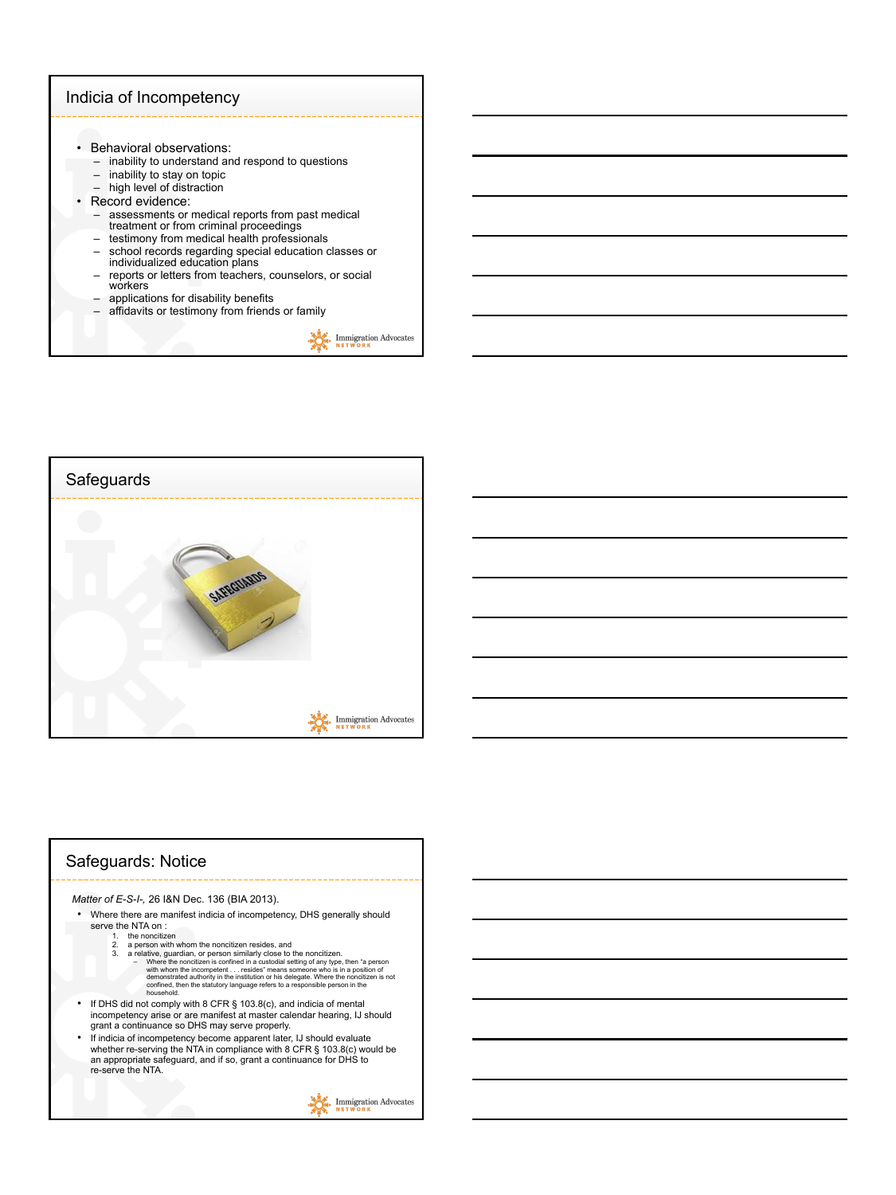## Indicia of Incompetency

- Behavioral observations:
  - inability to understand and respond to questions
  - inability to stay on topic
  - high level of distraction
- Record evidence:
  - assessments or medical reports from past medical treatment or from criminal proceedings
  - testimony from medical health professionals
  - school records regarding special education classes or individualized education plans
  - reports or letters from teachers, counselors, or social workers
  - applications for disability benefits
  - affidavits or testimony from friends or family

## Safeguards

## Safeguards: Notice

*Matter of E-S-I-*, 26 I&N Dec. 136 (BIA 2013).

- Where there are manifest indicia of incompetency, DHS generally should serve the NTA on :
  1. the noncitizen
  2. a person with whom the noncitizen resides, and
  3. a relative, guardian, or person similarly close to the noncitizen.
     - Where the noncitizen is confined in a custodial setting of any type, then "a person with whom the incompetent . . . resides" means someone who is in a position of demonstrated authority in the institution or his delegate. Where the noncitizen is not confined, then the statutory language refers to a responsible person in the household.
- If DHS did not comply with 8 CFR § 103.8(c), and indicia of mental incompetency arise or are manifest at master calendar hearing, IJ should grant a continuance so DHS may serve properly.
- If indicia of incompetency become apparent later, IJ should evaluate whether re-serving the NTA in compliance with 8 CFR § 103.8(c) would be an appropriate safeguard, and if so, grant a continuance for DHS to re-serve the NTA.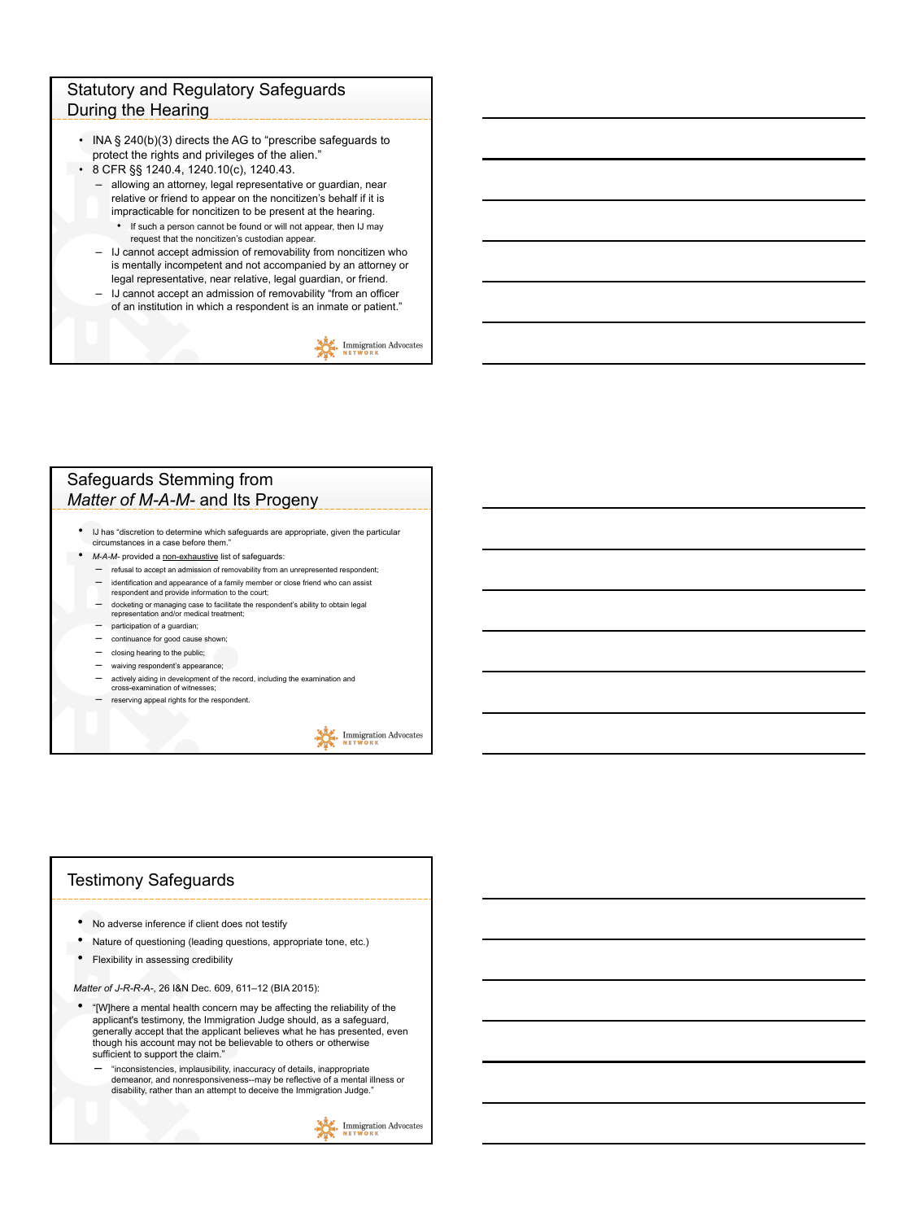## Statutory and Regulatory Safeguards During the Hearing

- INA § 240(b)(3) directs the AG to "prescribe safeguards to protect the rights and privileges of the alien."
- 8 CFR §§ 1240.4, 1240.10(c), 1240.43.
  - allowing an attorney, legal representative or guardian, near relative or friend to appear on the noncitizen's behalf if it is impracticable for noncitizen to be present at the hearing.
    - If such a person cannot be found or will not appear, then IJ may request that the noncitizen's custodian appear.
  - IJ cannot accept admission of removability from noncitizen who is mentally incompetent and not accompanied by an attorney or legal representative, near relative, legal guardian, or friend.
  - IJ cannot accept an admission of removability "from an officer of an institution in which a respondent is an inmate or patient."

## Safeguards Stemming from *Matter of M-A-M-* and Its Progeny

- IJ has "discretion to determine which safeguards are appropriate, given the particular circumstances in a case before them."
- *M-A-M-* provided a non-exhaustive list of safeguards:
  - refusal to accept an admission of removability from an unrepresented respondent;
  - identification and appearance of a family member or close friend who can assist respondent and provide information to the court;
  - docketing or managing case to facilitate the respondent's ability to obtain legal representation and/or medical treatment;
  - participation of a guardian;
  - continuance for good cause shown;
  - closing hearing to the public;
  - waiving respondent's appearance;
  - actively aiding in development of the record, including the examination and cross-examination of witnesses;
  - reserving appeal rights for the respondent.

## Testimony Safeguards

- No adverse inference if client does not testify
- Nature of questioning (leading questions, appropriate tone, etc.)
- Flexibility in assessing credibility

*Matter of J-R-R-A-*, 26 I&N Dec. 609, 611–12 (BIA 2015):

- "[W]here a mental health concern may be affecting the reliability of the applicant's testimony, the Immigration Judge should, as a safeguard, generally accept that the applicant believes what he has presented, even though his account may not be believable to others or otherwise sufficient to support the claim."
  - "inconsistencies, implausibility, inaccuracy of details, inappropriate demeanor, and nonresponsiveness--may be reflective of a mental illness or disability, rather than an attempt to deceive the Immigration Judge."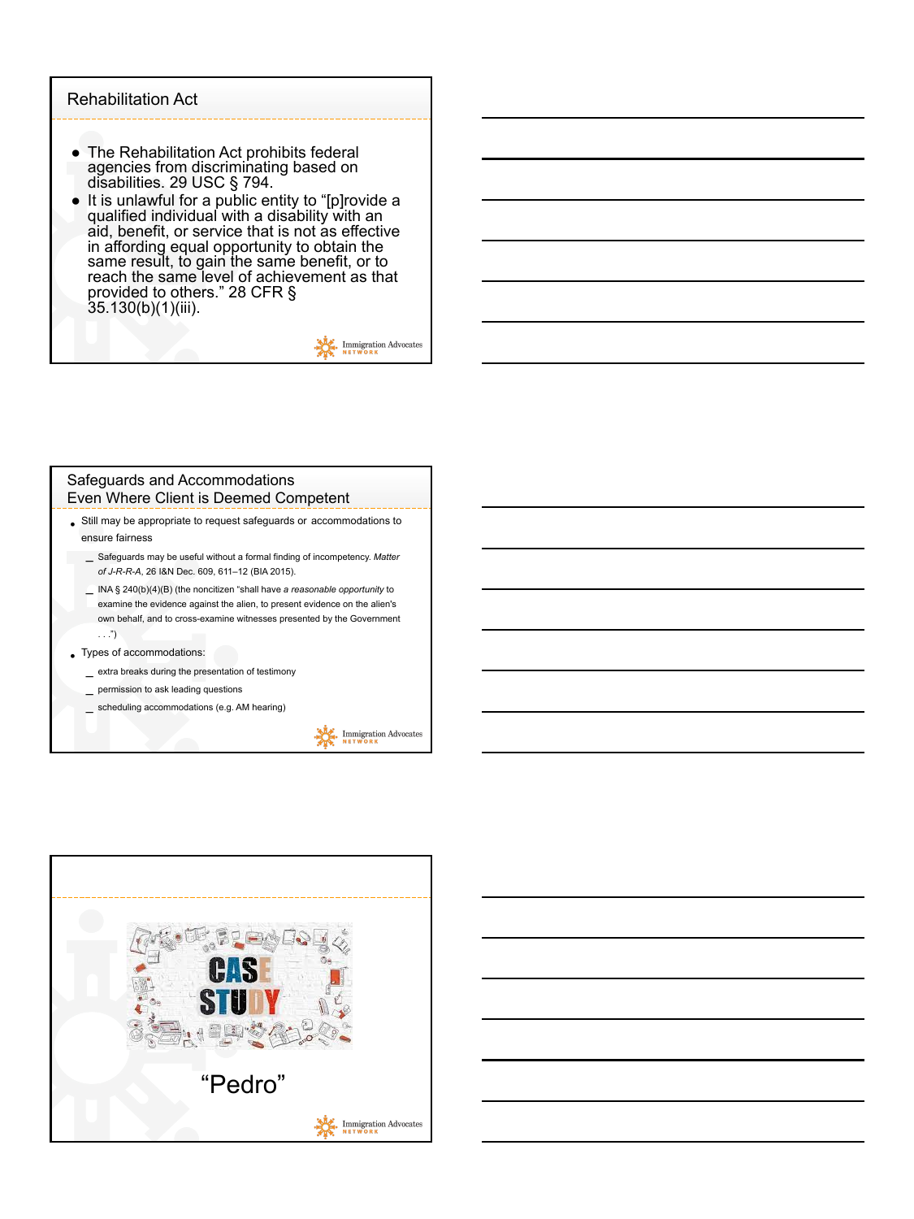## Rehabilitation Act

- The Rehabilitation Act prohibits federal agencies from discriminating based on disabilities. 29 USC § 794.
- It is unlawful for a public entity to "[p]rovide a qualified individual with a disability with an aid, benefit, or service that is not as effective in affording equal opportunity to obtain the same result, to gain the same benefit, or to reach the same level of achievement as that provided to others." 28 CFR § 35.130(b)(1)(iii).

## Safeguards and Accommodations Even Where Client is Deemed Competent

- Still may be appropriate to request safeguards or accommodations to ensure fairness
  - Safeguards may be useful without a formal finding of incompetency. *Matter of J-R-R-A*, 26 I&N Dec. 609, 611–12 (BIA 2015).
  - INA § 240(b)(4)(B) (the noncitizen "shall have *a reasonable opportunity* to examine the evidence against the alien, to present evidence on the alien's own behalf, and to cross-examine witnesses presented by the Government . . .")
- Types of accommodations:
  - extra breaks during the presentation of testimony
  - permission to ask leading questions
  - scheduling accommodations (e.g. AM hearing)

## CASE STUDY

"Pedro"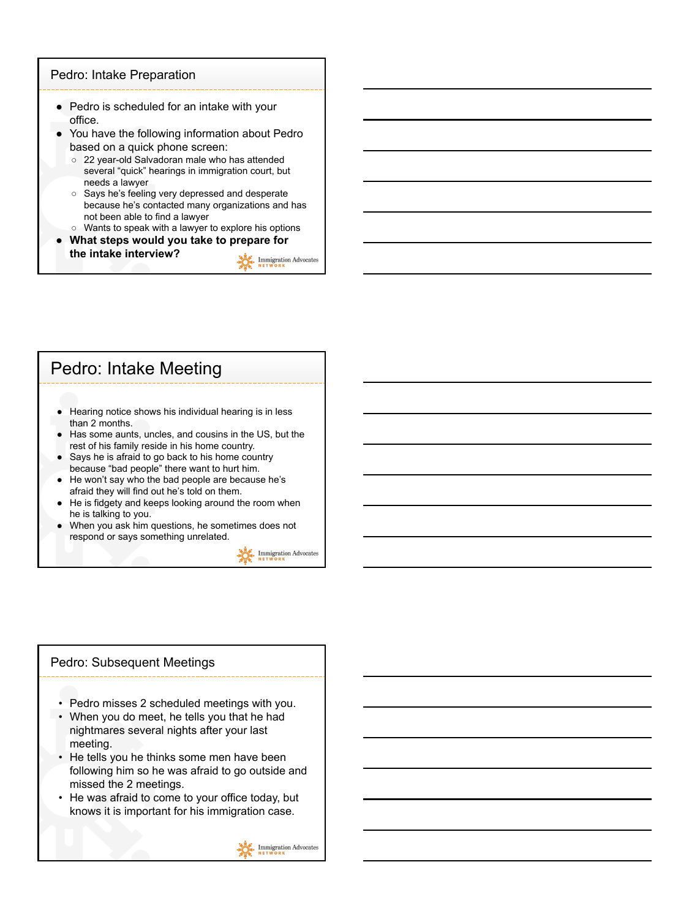## Pedro: Intake Preparation

- Pedro is scheduled for an intake with your office.
- You have the following information about Pedro based on a quick phone screen:
  - 22 year-old Salvadoran male who has attended several "quick" hearings in immigration court, but needs a lawyer
  - Says he's feeling very depressed and desperate because he's contacted many organizations and has not been able to find a lawyer
  - Wants to speak with a lawyer to explore his options
- **What steps would you take to prepare for the intake interview?**

Immigration Advocates Network

## Pedro: Intake Meeting

- Hearing notice shows his individual hearing is in less than 2 months.
- Has some aunts, uncles, and cousins in the US, but the rest of his family reside in his home country.
- Says he is afraid to go back to his home country because "bad people" there want to hurt him.
- He won't say who the bad people are because he's afraid they will find out he's told on them.
- He is fidgety and keeps looking around the room when he is talking to you.
- When you ask him questions, he sometimes does not respond or says something unrelated.

Immigration Advocates Network

## Pedro: Subsequent Meetings

- Pedro misses 2 scheduled meetings with you.
- When you do meet, he tells you that he had nightmares several nights after your last meeting.
- He tells you he thinks some men have been following him so he was afraid to go outside and missed the 2 meetings.
- He was afraid to come to your office today, but knows it is important for his immigration case.

Immigration Advocates Network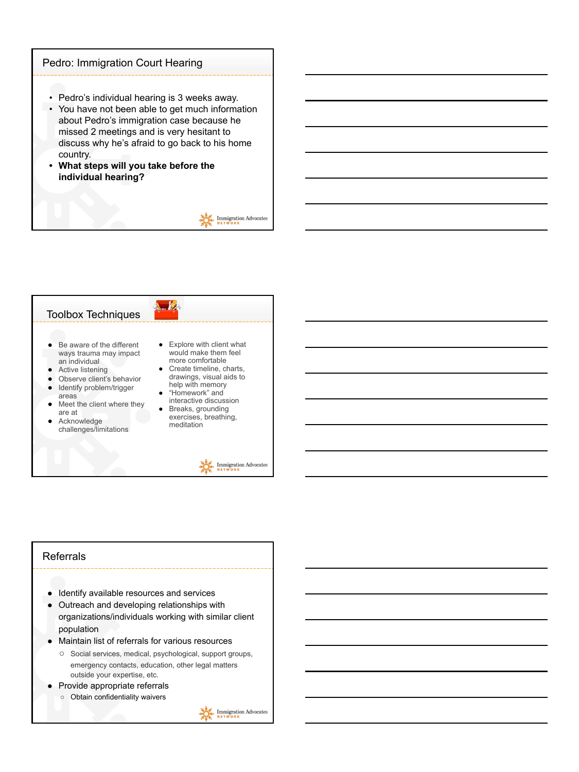## Pedro: Immigration Court Hearing

- Pedro's individual hearing is 3 weeks away.
- You have not been able to get much information about Pedro's immigration case because he missed 2 meetings and is very hesitant to discuss why he's afraid to go back to his home country.
- **What steps will you take before the individual hearing?**

## Toolbox Techniques

- Be aware of the different ways trauma may impact an individual
- Active listening
- Observe client's behavior
- Identify problem/trigger areas
- Meet the client where they are at
- Acknowledge challenges/limitations
- Explore with client what would make them feel more comfortable
- Create timeline, charts, drawings, visual aids to help with memory
- "Homework" and interactive discussion
- Breaks, grounding exercises, breathing, meditation

## Referrals

- Identify available resources and services
- Outreach and developing relationships with organizations/individuals working with similar client population
- Maintain list of referrals for various resources
  - Social services, medical, psychological, support groups, emergency contacts, education, other legal matters outside your expertise, etc.
- Provide appropriate referrals
  - Obtain confidentiality waivers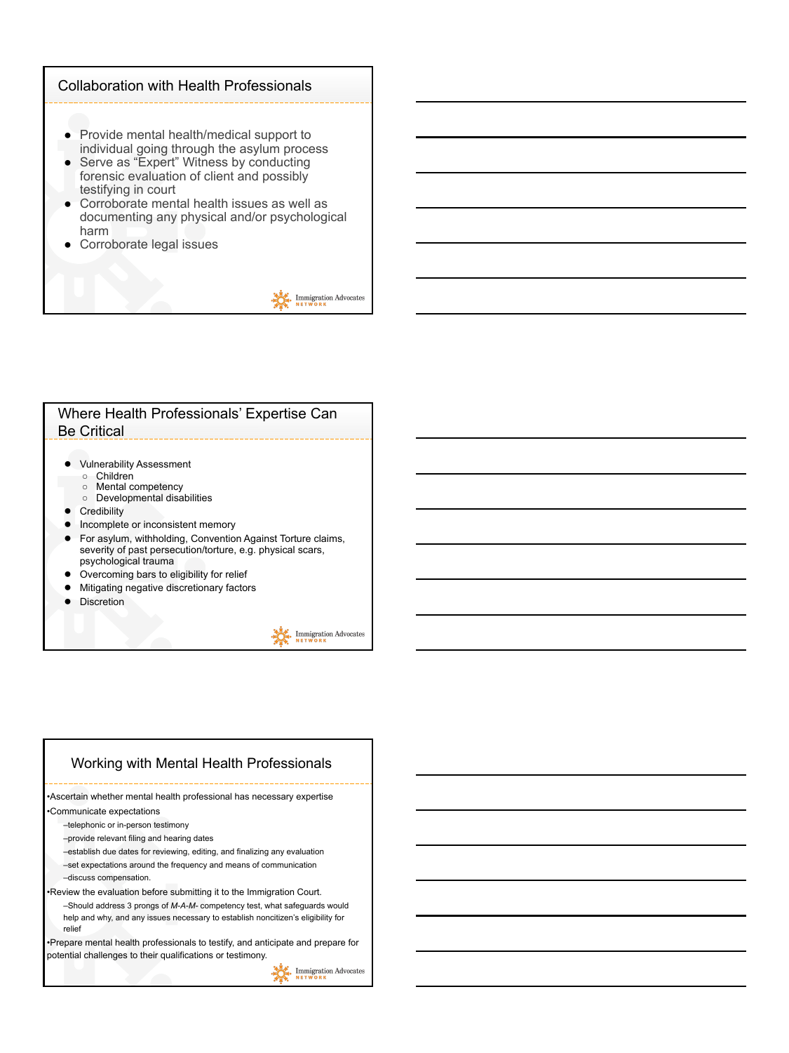## Collaboration with Health Professionals

- Provide mental health/medical support to individual going through the asylum process
- Serve as "Expert" Witness by conducting forensic evaluation of client and possibly testifying in court
- Corroborate mental health issues as well as documenting any physical and/or psychological harm
- Corroborate legal issues

## Where Health Professionals' Expertise Can Be Critical

- Vulnerability Assessment
  - Children
  - Mental competency
  - Developmental disabilities
- Credibility
- Incomplete or inconsistent memory
- For asylum, withholding, Convention Against Torture claims, severity of past persecution/torture, e.g. physical scars, psychological trauma
- Overcoming bars to eligibility for relief
- Mitigating negative discretionary factors
- Discretion

## Working with Mental Health Professionals

- Ascertain whether mental health professional has necessary expertise
- Communicate expectations
  - telephonic or in-person testimony
  - provide relevant filing and hearing dates
  - establish due dates for reviewing, editing, and finalizing any evaluation
  - set expectations around the frequency and means of communication
  - discuss compensation.
- Review the evaluation before submitting it to the Immigration Court.
  - Should address 3 prongs of *M-A-M-* competency test, what safeguards would help and why, and any issues necessary to establish noncitizen's eligibility for relief
- Prepare mental health professionals to testify, and anticipate and prepare for potential challenges to their qualifications or testimony.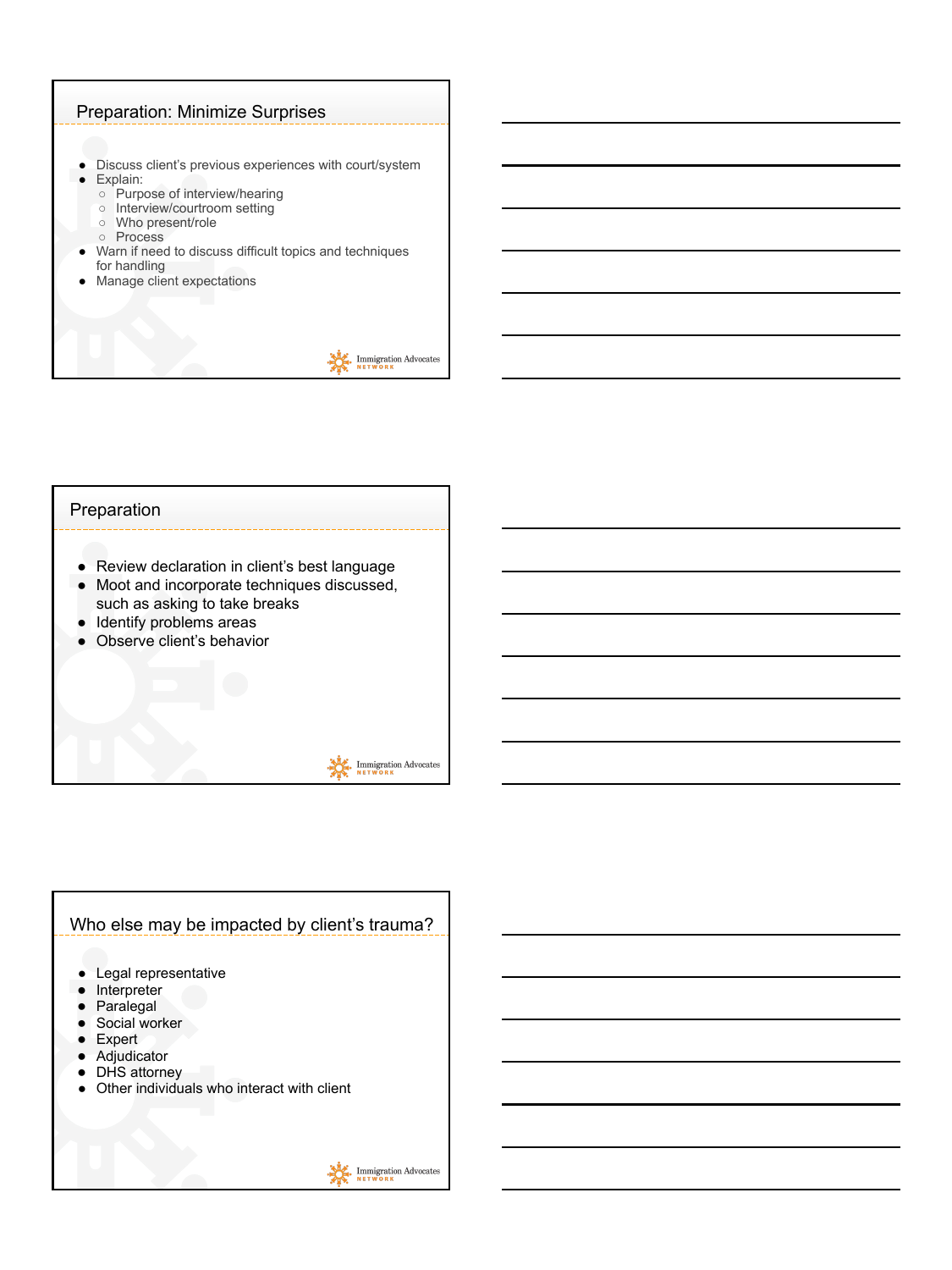## Preparation: Minimize Surprises

- Discuss client's previous experiences with court/system
- Explain:
  - Purpose of interview/hearing
  - Interview/courtroom setting
  - Who present/role
  - Process
- Warn if need to discuss difficult topics and techniques for handling
- Manage client expectations

## Preparation

- Review declaration in client's best language
- Moot and incorporate techniques discussed, such as asking to take breaks
- Identify problems areas
- Observe client's behavior

## Who else may be impacted by client's trauma?

- Legal representative
- Interpreter
- Paralegal
- Social worker
- Expert
- Adjudicator
- DHS attorney
- Other individuals who interact with client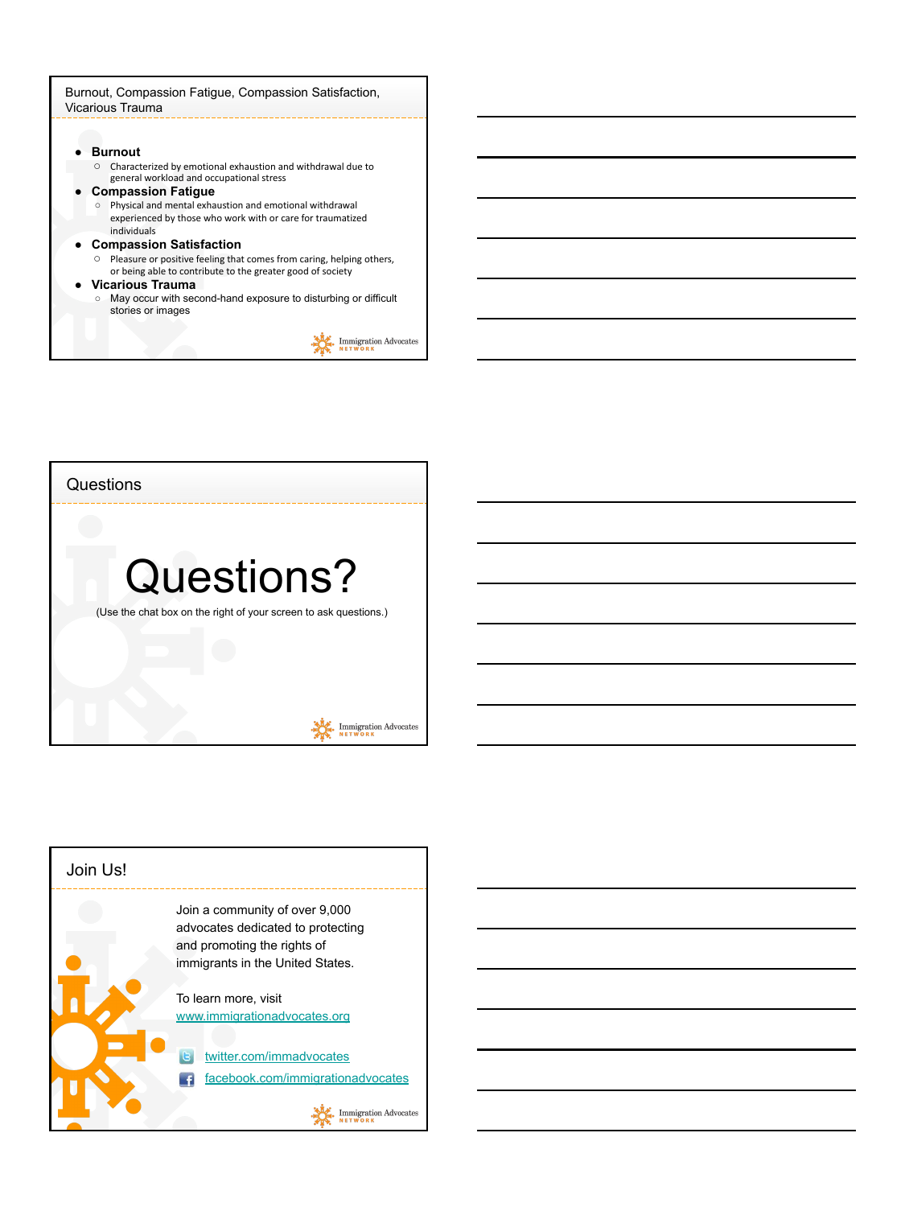## Burnout, Compassion Fatigue, Compassion Satisfaction, Vicarious Trauma

- **Burnout**
  - Characterized by emotional exhaustion and withdrawal due to general workload and occupational stress
- **Compassion Fatigue**
  - Physical and mental exhaustion and emotional withdrawal experienced by those who work with or care for traumatized individuals
- **Compassion Satisfaction**
  - Pleasure or positive feeling that comes from caring, helping others, or being able to contribute to the greater good of society
- **Vicarious Trauma**
  - May occur with second-hand exposure to disturbing or difficult stories or images

Immigration Advocates Network

## Questions

# Questions?

(Use the chat box on the right of your screen to ask questions.)

Immigration Advocates Network

## Join Us!

Join a community of over 9,000 advocates dedicated to protecting and promoting the rights of immigrants in the United States.

To learn more, visit www.immigrationadvocates.org

twitter.com/immadvocates

facebook.com/immigrationadvocates

Immigration Advocates Network